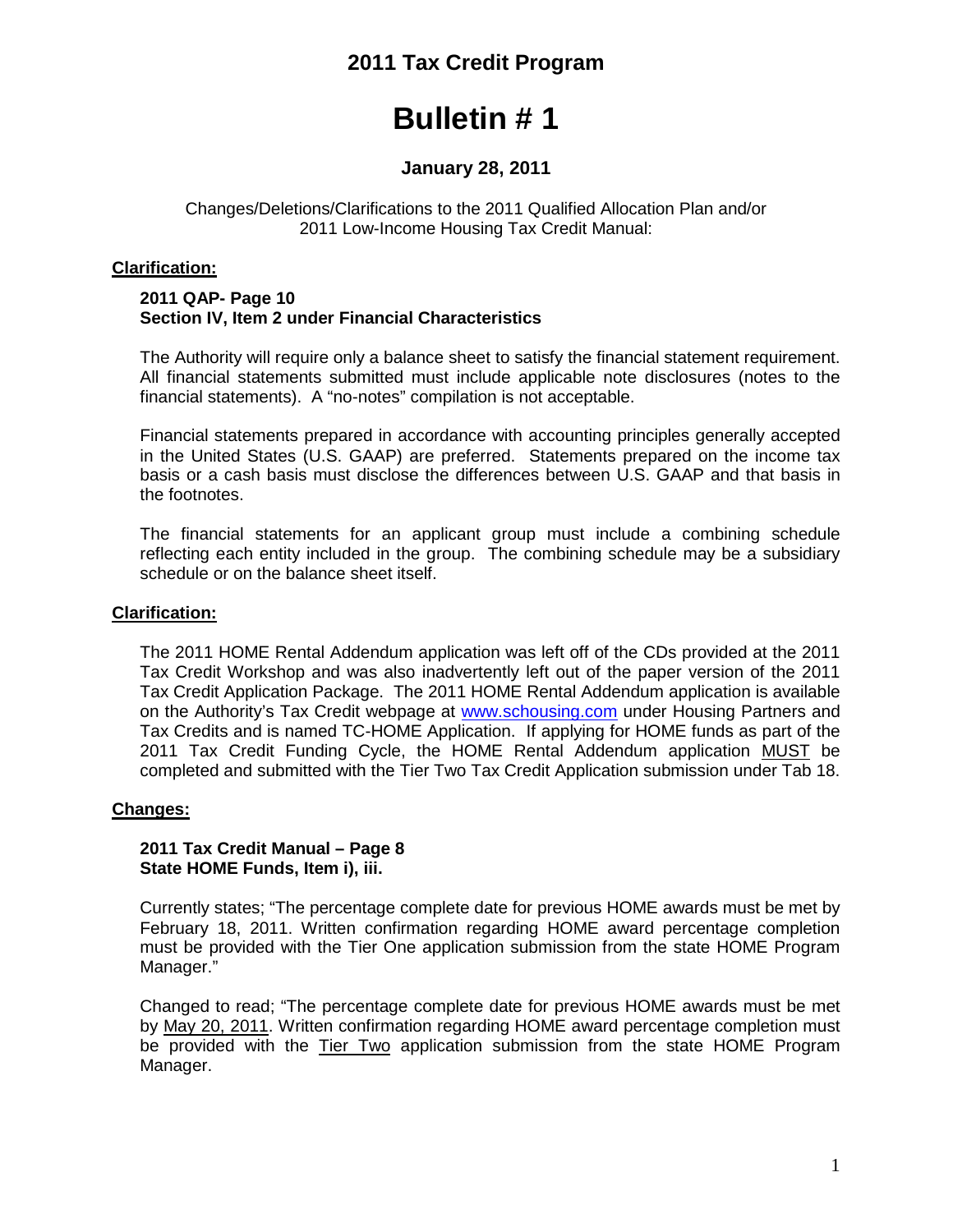## 2011 Tax Credit Program

# Bulletin # 1

### January 28, 2011

Changes/Deletions/Clarifications to the 2011 Qualified Allocation Plan and/or 2011 Low-Income Housing Tax Credit Manual:

**Clarification:**

**2011 QAP- Page 10**
**Section IV, Item 2 under Financial Characteristics**

The Authority will require only a balance sheet to satisfy the financial statement requirement. All financial statements submitted must include applicable note disclosures (notes to the financial statements). A "no-notes" compilation is not acceptable.

Financial statements prepared in accordance with accounting principles generally accepted in the United States (U.S. GAAP) are preferred. Statements prepared on the income tax basis or a cash basis must disclose the differences between U.S. GAAP and that basis in the footnotes.

The financial statements for an applicant group must include a combining schedule reflecting each entity included in the group. The combining schedule may be a subsidiary schedule or on the balance sheet itself.

**Clarification:**

The 2011 HOME Rental Addendum application was left off of the CDs provided at the 2011 Tax Credit Workshop and was also inadvertently left out of the paper version of the 2011 Tax Credit Application Package. The 2011 HOME Rental Addendum application is available on the Authority's Tax Credit webpage at www.schousing.com under Housing Partners and Tax Credits and is named TC-HOME Application. If applying for HOME funds as part of the 2011 Tax Credit Funding Cycle, the HOME Rental Addendum application MUST be completed and submitted with the Tier Two Tax Credit Application submission under Tab 18.

**Changes:**

**2011 Tax Credit Manual – Page 8**
**State HOME Funds, Item i), iii.**

Currently states; "The percentage complete date for previous HOME awards must be met by February 18, 2011. Written confirmation regarding HOME award percentage completion must be provided with the Tier One application submission from the state HOME Program Manager."

Changed to read; "The percentage complete date for previous HOME awards must be met by May 20, 2011. Written confirmation regarding HOME award percentage completion must be provided with the Tier Two application submission from the state HOME Program Manager.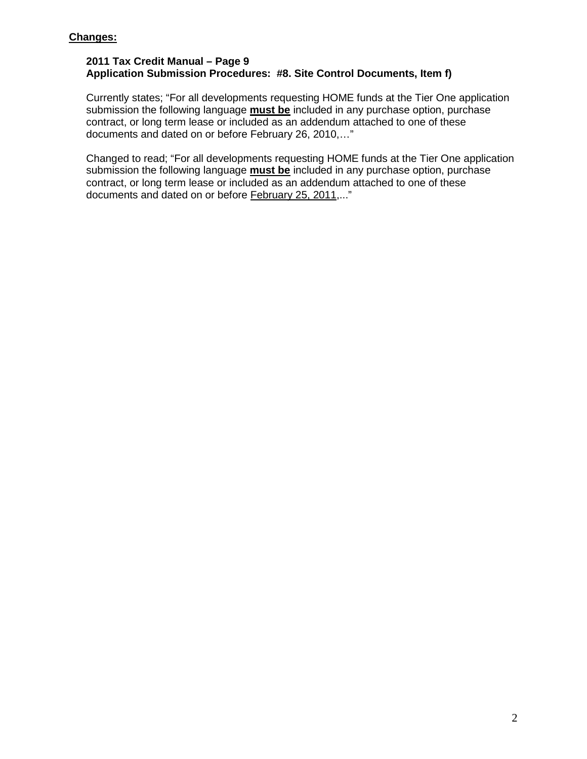**Changes:**

**2011 Tax Credit Manual – Page 9**
**Application Submission Procedures: #8. Site Control Documents, Item f)**

Currently states; "For all developments requesting HOME funds at the Tier One application submission the following language **must be** included in any purchase option, purchase contract, or long term lease or included as an addendum attached to one of these documents and dated on or before February 26, 2010,…"

Changed to read; "For all developments requesting HOME funds at the Tier One application submission the following language **must be** included in any purchase option, purchase contract, or long term lease or included as an addendum attached to one of these documents and dated on or before February 25, 2011,..."